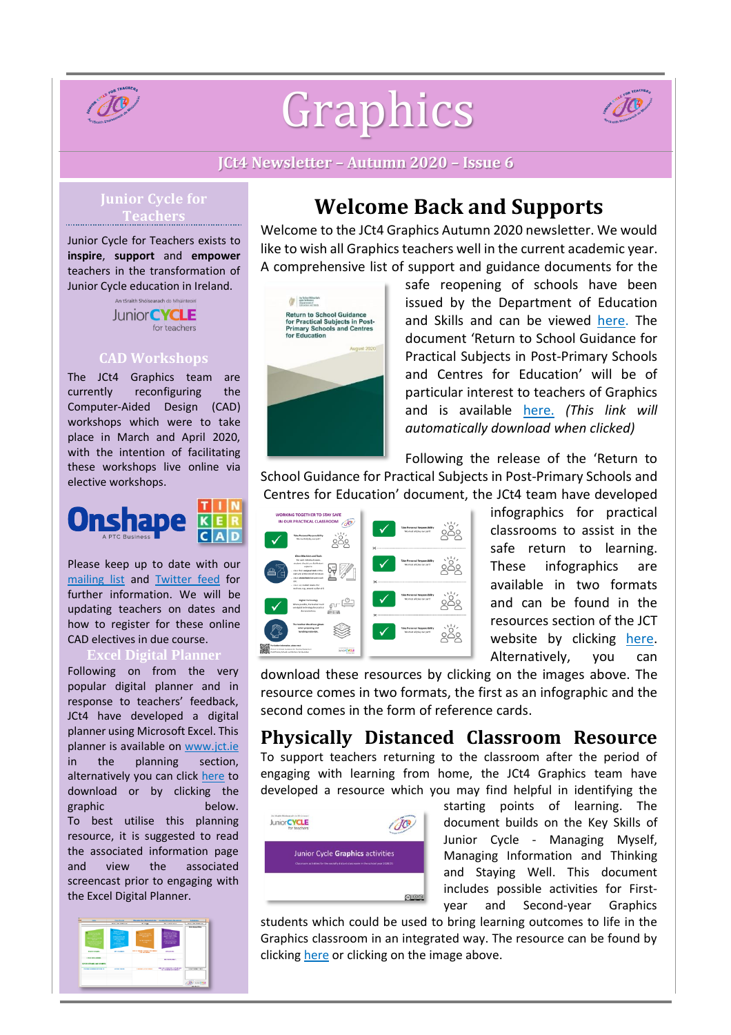# Graphics

**JCt4 Newsletter – Autumn 2020 – Issue 6**

## Junior Cycle for Teachers

Junior Cycle for Teachers exists to **inspire**, **support** and **empower** teachers in the transformation of Junior Cycle education in Ireland.

## CAD Workshops

The JCt4 Graphics team are currently reconfiguring the Computer-Aided Design (CAD) workshops which were to take place in March and April 2020, with the intention of facilitating these workshops live online via elective workshops.

Please keep up to date with our mailing list and Twitter feed for further information. We will be updating teachers on dates and how to register for these online CAD electives in due course.

## Excel Digital Planner

Following on from the very popular digital planner and in response to teachers' feedback, JCt4 have developed a digital planner using Microsoft Excel. This planner is available on www.jct.ie in the planning section, alternatively you can click here to download or by clicking the graphic below.

To best utilise this planning resource, it is suggested to read the associated information page and view the associated screencast prior to engaging with the Excel Digital Planner.

## Welcome Back and Supports

Welcome to the JCt4 Graphics Autumn 2020 newsletter. We would like to wish all Graphics teachers well in the current academic year. A comprehensive list of support and guidance documents for the safe reopening of schools have been issued by the Department of Education and Skills and can be viewed here. The document 'Return to School Guidance for Practical Subjects in Post-Primary Schools and Centres for Education' will be of particular interest to teachers of Graphics and is available here. *(This link will automatically download when clicked)*

Following the release of the 'Return to School Guidance for Practical Subjects in Post-Primary Schools and Centres for Education' document, the JCt4 team have developed infographics for practical classrooms to assist in the safe return to learning. These infographics are available in two formats and can be found in the resources section of the JCT website by clicking here. Alternatively, you can download these resources by clicking on the images above. The resource comes in two formats, the first as an infographic and the second comes in the form of reference cards.

## Physically Distanced Classroom Resource

To support teachers returning to the classroom after the period of engaging with learning from home, the JCt4 Graphics team have developed a resource which you may find helpful in identifying the starting points of learning. The document builds on the Key Skills of Junior Cycle - Managing Myself, Managing Information and Thinking and Staying Well. This document includes possible activities for First-year and Second-year Graphics students which could be used to bring learning outcomes to life in the Graphics classroom in an integrated way. The resource can be found by clicking here or clicking on the image above.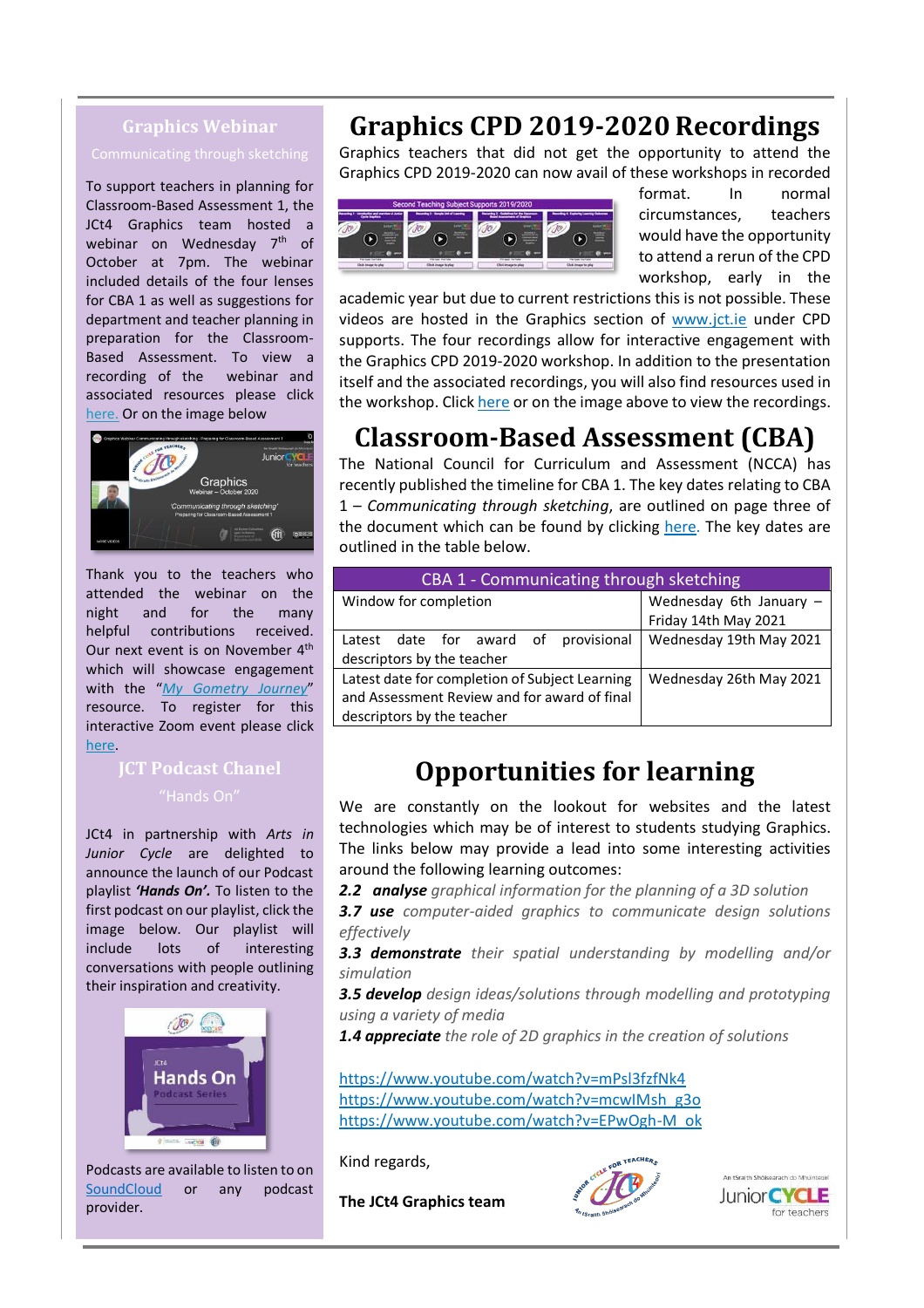## Graphics Webinar

Communicating through sketching

To support teachers in planning for Classroom-Based Assessment 1, the JCt4 Graphics team hosted a webinar on Wednesday 7th of October at 7pm. The webinar included details of the four lenses for CBA 1 as well as suggestions for department and teacher planning in preparation for the Classroom-Based Assessment. To view a recording of the webinar and associated resources please click here. Or on the image below

Thank you to the teachers who attended the webinar on the night and for the many helpful contributions received. Our next event is on November 4th which will showcase engagement with the "*My Gometry Journey*" resource. To register for this interactive Zoom event please click here.

## JCT Podcast Chanel

"Hands On"

JCt4 in partnership with *Arts in Junior Cycle* are delighted to announce the launch of our Podcast playlist ***'Hands On'***. To listen to the first podcast on our playlist, click the image below. Our playlist will include lots of interesting conversations with people outlining their inspiration and creativity.

Podcasts are available to listen to on SoundCloud or any podcast provider.

# Graphics CPD 2019-2020 Recordings

Graphics teachers that did not get the opportunity to attend the Graphics CPD 2019-2020 can now avail of these workshops in recorded format. In normal circumstances, teachers would have the opportunity to attend a rerun of the CPD workshop, early in the academic year but due to current restrictions this is not possible. These videos are hosted in the Graphics section of www.jct.ie under CPD supports. The four recordings allow for interactive engagement with the Graphics CPD 2019-2020 workshop. In addition to the presentation itself and the associated recordings, you will also find resources used in the workshop. Click here or on the image above to view the recordings.

# Classroom-Based Assessment (CBA)

The National Council for Curriculum and Assessment (NCCA) has recently published the timeline for CBA 1. The key dates relating to CBA 1 – *Communicating through sketching*, are outlined on page three of the document which can be found by clicking here. The key dates are outlined in the table below.

| CBA 1 - Communicating through sketching | |
|---|---|
| Window for completion | Wednesday 6th January – Friday 14th May 2021 |
| Latest date for award of provisional descriptors by the teacher | Wednesday 19th May 2021 |
| Latest date for completion of Subject Learning and Assessment Review and for award of final descriptors by the teacher | Wednesday 26th May 2021 |

# Opportunities for learning

We are constantly on the lookout for websites and the latest technologies which may be of interest to students studying Graphics. The links below may provide a lead into some interesting activities around the following learning outcomes:

***2.2 analyse*** *graphical information for the planning of a 3D solution*
***3.7 use*** *computer-aided graphics to communicate design solutions effectively*
***3.3 demonstrate*** *their spatial understanding by modelling and/or simulation*
***3.5 develop*** *design ideas/solutions through modelling and prototyping using a variety of media*
***1.4 appreciate*** *the role of 2D graphics in the creation of solutions*

https://www.youtube.com/watch?v=mPsl3fzfNk4
https://www.youtube.com/watch?v=mcwIMsh_g3o
https://www.youtube.com/watch?v=EPwOgh-M_ok

Kind regards,

**The JCt4 Graphics team**